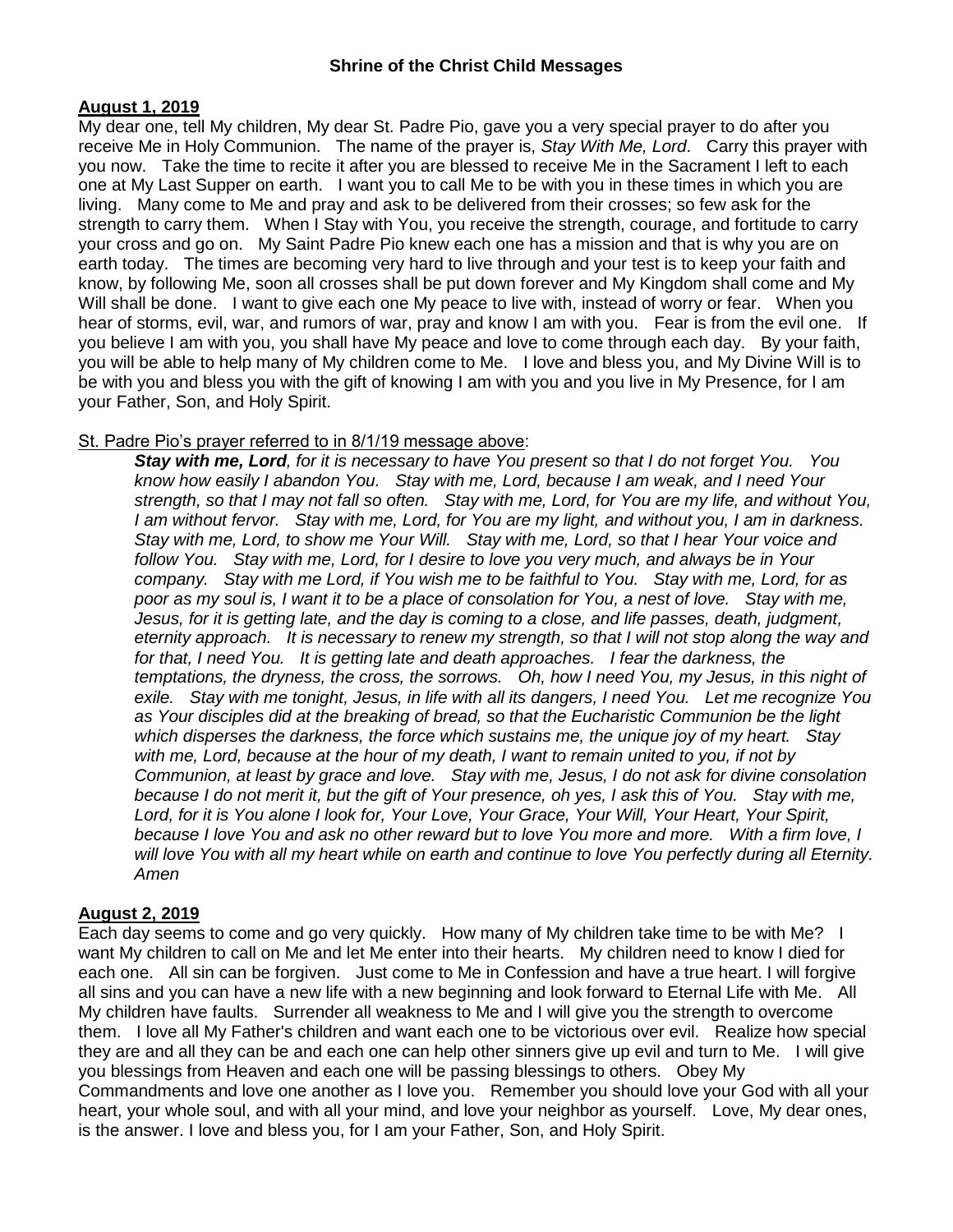# Shrine of the Christ Child Messages

## August 1, 2019

My dear one, tell My children, My dear St. Padre Pio, gave you a very special prayer to do after you receive Me in Holy Communion. The name of the prayer is, *Stay With Me, Lord*. Carry this prayer with you now. Take the time to recite it after you are blessed to receive Me in the Sacrament I left to each one at My Last Supper on earth. I want you to call Me to be with you in these times in which you are living. Many come to Me and pray and ask to be delivered from their crosses; so few ask for the strength to carry them. When I Stay with You, you receive the strength, courage, and fortitude to carry your cross and go on. My Saint Padre Pio knew each one has a mission and that is why you are on earth today. The times are becoming very hard to live through and your test is to keep your faith and know, by following Me, soon all crosses shall be put down forever and My Kingdom shall come and My Will shall be done. I want to give each one My peace to live with, instead of worry or fear. When you hear of storms, evil, war, and rumors of war, pray and know I am with you. Fear is from the evil one. If you believe I am with you, you shall have My peace and love to come through each day. By your faith, you will be able to help many of My children come to Me. I love and bless you, and My Divine Will is to be with you and bless you with the gift of knowing I am with you and you live in My Presence, for I am your Father, Son, and Holy Spirit.

St. Padre Pio's prayer referred to in 8/1/19 message above:

> ***Stay with me, Lord****, for it is necessary to have You present so that I do not forget You. You know how easily I abandon You. Stay with me, Lord, because I am weak, and I need Your strength, so that I may not fall so often. Stay with me, Lord, for You are my life, and without You, I am without fervor. Stay with me, Lord, for You are my light, and without you, I am in darkness. Stay with me, Lord, to show me Your Will. Stay with me, Lord, so that I hear Your voice and follow You. Stay with me, Lord, for I desire to love you very much, and always be in Your company. Stay with me Lord, if You wish me to be faithful to You. Stay with me, Lord, for as poor as my soul is, I want it to be a place of consolation for You, a nest of love. Stay with me, Jesus, for it is getting late, and the day is coming to a close, and life passes, death, judgment, eternity approach. It is necessary to renew my strength, so that I will not stop along the way and for that, I need You. It is getting late and death approaches. I fear the darkness, the temptations, the dryness, the cross, the sorrows. Oh, how I need You, my Jesus, in this night of exile. Stay with me tonight, Jesus, in life with all its dangers, I need You. Let me recognize You as Your disciples did at the breaking of bread, so that the Eucharistic Communion be the light which disperses the darkness, the force which sustains me, the unique joy of my heart. Stay with me, Lord, because at the hour of my death, I want to remain united to you, if not by Communion, at least by grace and love. Stay with me, Jesus, I do not ask for divine consolation because I do not merit it, but the gift of Your presence, oh yes, I ask this of You. Stay with me, Lord, for it is You alone I look for, Your Love, Your Grace, Your Will, Your Heart, Your Spirit, because I love You and ask no other reward but to love You more and more. With a firm love, I will love You with all my heart while on earth and continue to love You perfectly during all Eternity. Amen*

## August 2, 2019

Each day seems to come and go very quickly. How many of My children take time to be with Me? I want My children to call on Me and let Me enter into their hearts. My children need to know I died for each one. All sin can be forgiven. Just come to Me in Confession and have a true heart. I will forgive all sins and you can have a new life with a new beginning and look forward to Eternal Life with Me. All My children have faults. Surrender all weakness to Me and I will give you the strength to overcome them. I love all My Father's children and want each one to be victorious over evil. Realize how special they are and all they can be and each one can help other sinners give up evil and turn to Me. I will give you blessings from Heaven and each one will be passing blessings to others. Obey My Commandments and love one another as I love you. Remember you should love your God with all your heart, your whole soul, and with all your mind, and love your neighbor as yourself. Love, My dear ones, is the answer. I love and bless you, for I am your Father, Son, and Holy Spirit.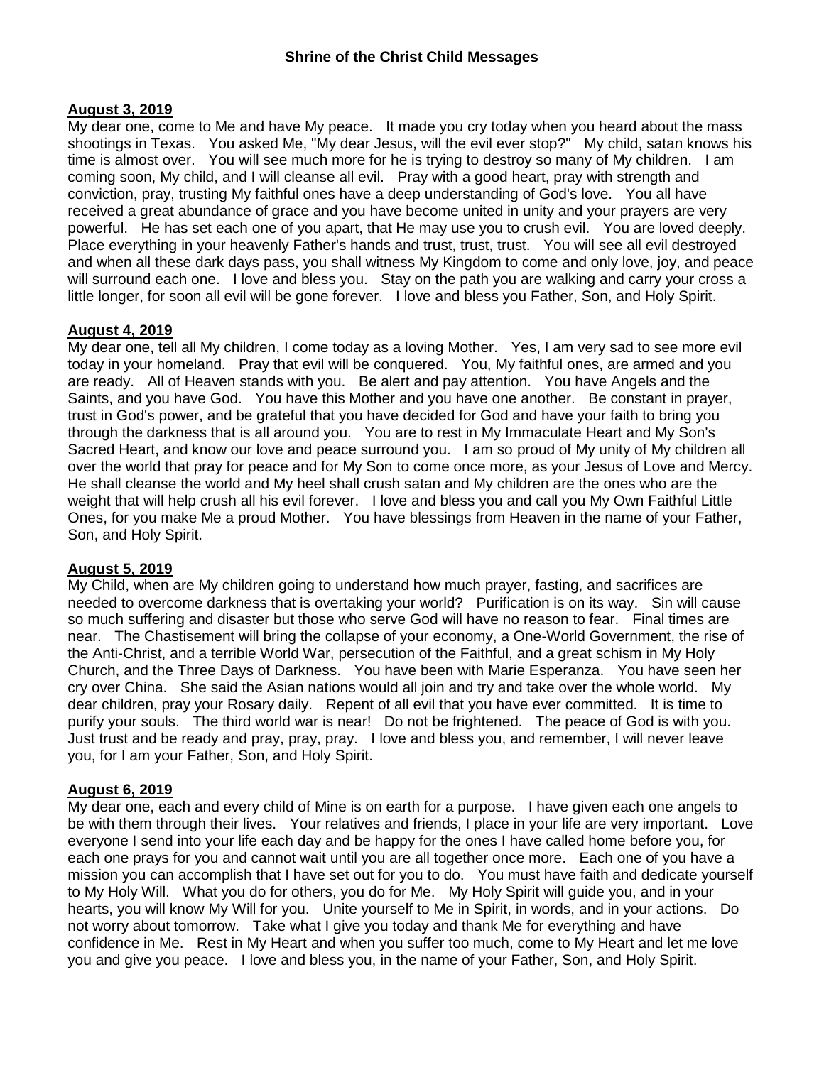### Shrine of the Christ Child Messages

**August 3, 2019**

My dear one, come to Me and have My peace. It made you cry today when you heard about the mass shootings in Texas. You asked Me, "My dear Jesus, will the evil ever stop?" My child, satan knows his time is almost over. You will see much more for he is trying to destroy so many of My children. I am coming soon, My child, and I will cleanse all evil. Pray with a good heart, pray with strength and conviction, pray, trusting My faithful ones have a deep understanding of God's love. You all have received a great abundance of grace and you have become united in unity and your prayers are very powerful. He has set each one of you apart, that He may use you to crush evil. You are loved deeply. Place everything in your heavenly Father's hands and trust, trust, trust. You will see all evil destroyed and when all these dark days pass, you shall witness My Kingdom to come and only love, joy, and peace will surround each one. I love and bless you. Stay on the path you are walking and carry your cross a little longer, for soon all evil will be gone forever. I love and bless you Father, Son, and Holy Spirit.

**August 4, 2019**

My dear one, tell all My children, I come today as a loving Mother. Yes, I am very sad to see more evil today in your homeland. Pray that evil will be conquered. You, My faithful ones, are armed and you are ready. All of Heaven stands with you. Be alert and pay attention. You have Angels and the Saints, and you have God. You have this Mother and you have one another. Be constant in prayer, trust in God's power, and be grateful that you have decided for God and have your faith to bring you through the darkness that is all around you. You are to rest in My Immaculate Heart and My Son's Sacred Heart, and know our love and peace surround you. I am so proud of My unity of My children all over the world that pray for peace and for My Son to come once more, as your Jesus of Love and Mercy. He shall cleanse the world and My heel shall crush satan and My children are the ones who are the weight that will help crush all his evil forever. I love and bless you and call you My Own Faithful Little Ones, for you make Me a proud Mother. You have blessings from Heaven in the name of your Father, Son, and Holy Spirit.

**August 5, 2019**

My Child, when are My children going to understand how much prayer, fasting, and sacrifices are needed to overcome darkness that is overtaking your world? Purification is on its way. Sin will cause so much suffering and disaster but those who serve God will have no reason to fear. Final times are near. The Chastisement will bring the collapse of your economy, a One-World Government, the rise of the Anti-Christ, and a terrible World War, persecution of the Faithful, and a great schism in My Holy Church, and the Three Days of Darkness. You have been with Marie Esperanza. You have seen her cry over China. She said the Asian nations would all join and try and take over the whole world. My dear children, pray your Rosary daily. Repent of all evil that you have ever committed. It is time to purify your souls. The third world war is near! Do not be frightened. The peace of God is with you. Just trust and be ready and pray, pray, pray. I love and bless you, and remember, I will never leave you, for I am your Father, Son, and Holy Spirit.

**August 6, 2019**

My dear one, each and every child of Mine is on earth for a purpose. I have given each one angels to be with them through their lives. Your relatives and friends, I place in your life are very important. Love everyone I send into your life each day and be happy for the ones I have called home before you, for each one prays for you and cannot wait until you are all together once more. Each one of you have a mission you can accomplish that I have set out for you to do. You must have faith and dedicate yourself to My Holy Will. What you do for others, you do for Me. My Holy Spirit will guide you, and in your hearts, you will know My Will for you. Unite yourself to Me in Spirit, in words, and in your actions. Do not worry about tomorrow. Take what I give you today and thank Me for everything and have confidence in Me. Rest in My Heart and when you suffer too much, come to My Heart and let me love you and give you peace. I love and bless you, in the name of your Father, Son, and Holy Spirit.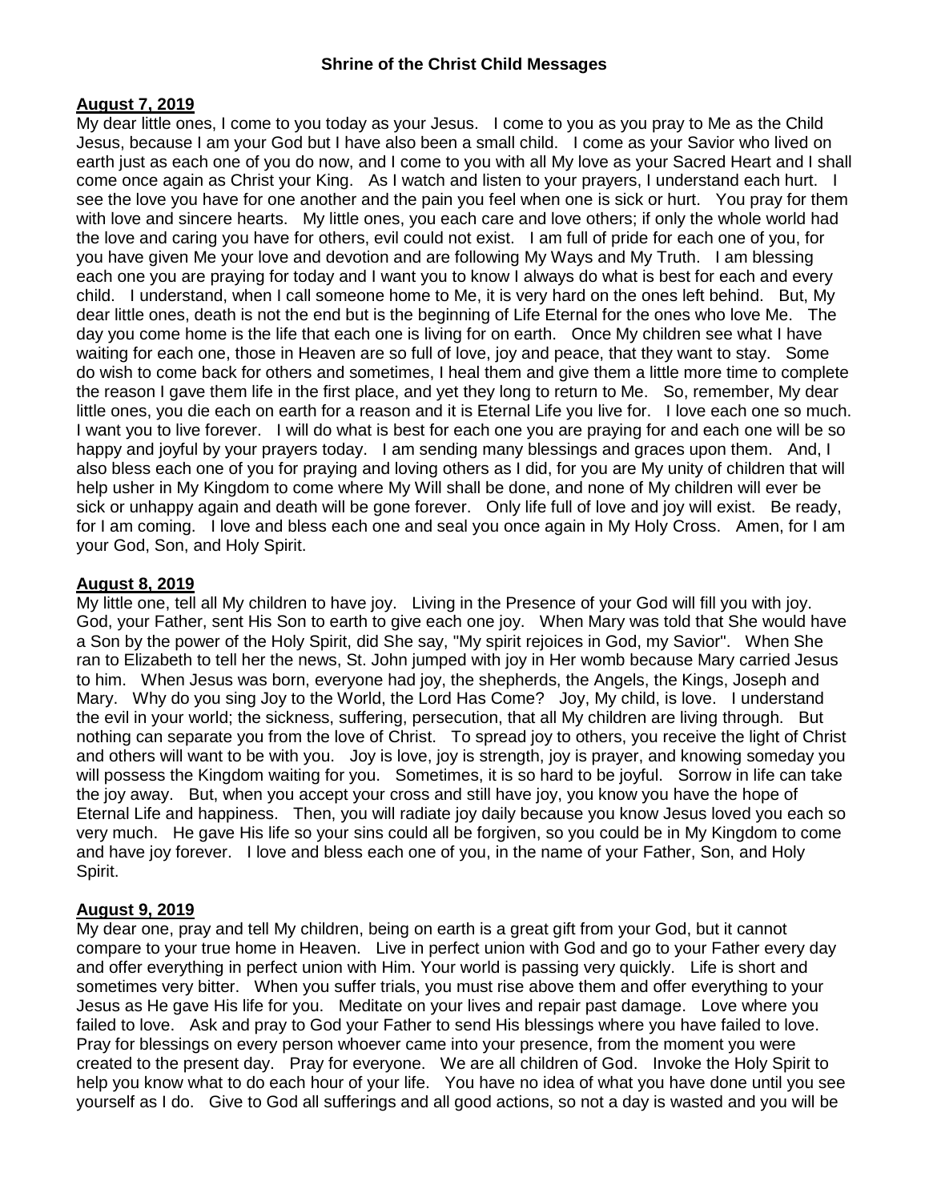**Shrine of the Christ Child Messages**

**August 7, 2019**

My dear little ones, I come to you today as your Jesus. I come to you as you pray to Me as the Child Jesus, because I am your God but I have also been a small child. I come as your Savior who lived on earth just as each one of you do now, and I come to you with all My love as your Sacred Heart and I shall come once again as Christ your King. As I watch and listen to your prayers, I understand each hurt. I see the love you have for one another and the pain you feel when one is sick or hurt. You pray for them with love and sincere hearts. My little ones, you each care and love others; if only the whole world had the love and caring you have for others, evil could not exist. I am full of pride for each one of you, for you have given Me your love and devotion and are following My Ways and My Truth. I am blessing each one you are praying for today and I want you to know I always do what is best for each and every child. I understand, when I call someone home to Me, it is very hard on the ones left behind. But, My dear little ones, death is not the end but is the beginning of Life Eternal for the ones who love Me. The day you come home is the life that each one is living for on earth. Once My children see what I have waiting for each one, those in Heaven are so full of love, joy and peace, that they want to stay. Some do wish to come back for others and sometimes, I heal them and give them a little more time to complete the reason I gave them life in the first place, and yet they long to return to Me. So, remember, My dear little ones, you die each on earth for a reason and it is Eternal Life you live for. I love each one so much. I want you to live forever. I will do what is best for each one you are praying for and each one will be so happy and joyful by your prayers today. I am sending many blessings and graces upon them. And, I also bless each one of you for praying and loving others as I did, for you are My unity of children that will help usher in My Kingdom to come where My Will shall be done, and none of My children will ever be sick or unhappy again and death will be gone forever. Only life full of love and joy will exist. Be ready, for I am coming. I love and bless each one and seal you once again in My Holy Cross. Amen, for I am your God, Son, and Holy Spirit.

**August 8, 2019**

My little one, tell all My children to have joy. Living in the Presence of your God will fill you with joy. God, your Father, sent His Son to earth to give each one joy. When Mary was told that She would have a Son by the power of the Holy Spirit, did She say, "My spirit rejoices in God, my Savior". When She ran to Elizabeth to tell her the news, St. John jumped with joy in Her womb because Mary carried Jesus to him. When Jesus was born, everyone had joy, the shepherds, the Angels, the Kings, Joseph and Mary. Why do you sing Joy to the World, the Lord Has Come? Joy, My child, is love. I understand the evil in your world; the sickness, suffering, persecution, that all My children are living through. But nothing can separate you from the love of Christ. To spread joy to others, you receive the light of Christ and others will want to be with you. Joy is love, joy is strength, joy is prayer, and knowing someday you will possess the Kingdom waiting for you. Sometimes, it is so hard to be joyful. Sorrow in life can take the joy away. But, when you accept your cross and still have joy, you know you have the hope of Eternal Life and happiness. Then, you will radiate joy daily because you know Jesus loved you each so very much. He gave His life so your sins could all be forgiven, so you could be in My Kingdom to come and have joy forever. I love and bless each one of you, in the name of your Father, Son, and Holy Spirit.

**August 9, 2019**

My dear one, pray and tell My children, being on earth is a great gift from your God, but it cannot compare to your true home in Heaven. Live in perfect union with God and go to your Father every day and offer everything in perfect union with Him. Your world is passing very quickly. Life is short and sometimes very bitter. When you suffer trials, you must rise above them and offer everything to your Jesus as He gave His life for you. Meditate on your lives and repair past damage. Love where you failed to love. Ask and pray to God your Father to send His blessings where you have failed to love. Pray for blessings on every person whoever came into your presence, from the moment you were created to the present day. Pray for everyone. We are all children of God. Invoke the Holy Spirit to help you know what to do each hour of your life. You have no idea of what you have done until you see yourself as I do. Give to God all sufferings and all good actions, so not a day is wasted and you will be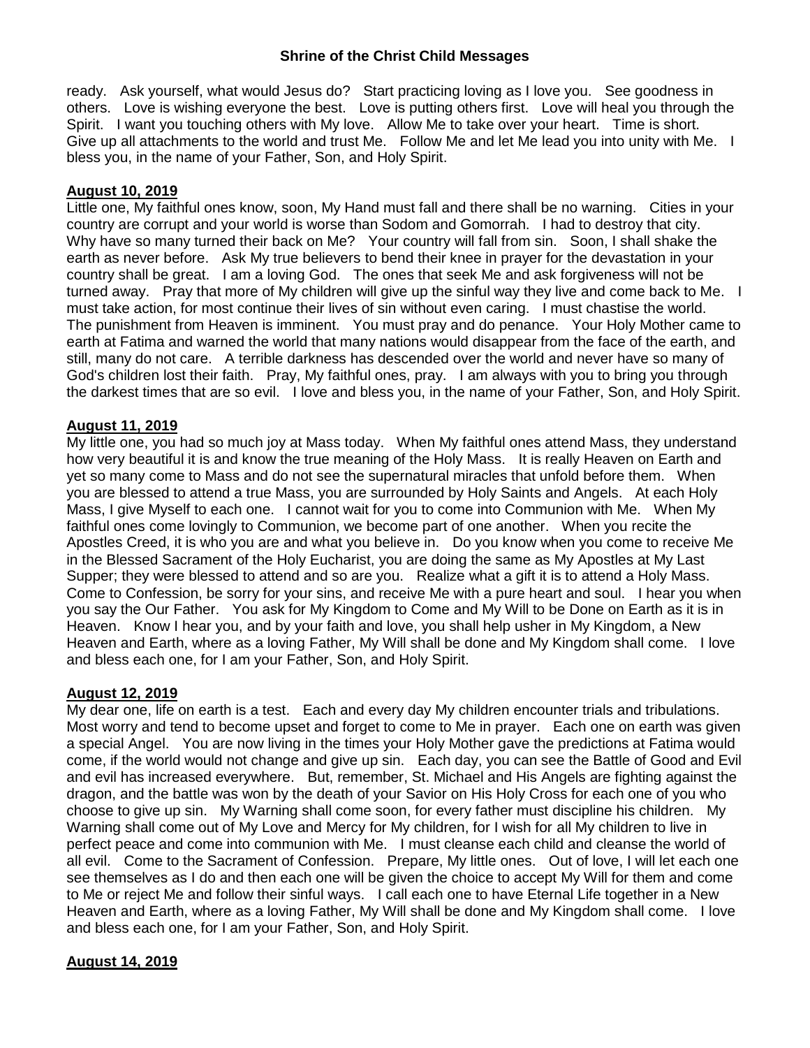ready. Ask yourself, what would Jesus do? Start practicing loving as I love you. See goodness in others. Love is wishing everyone the best. Love is putting others first. Love will heal you through the Spirit. I want you touching others with My love. Allow Me to take over your heart. Time is short. Give up all attachments to the world and trust Me. Follow Me and let Me lead you into unity with Me. I bless you, in the name of your Father, Son, and Holy Spirit.

**August 10, 2019**

Little one, My faithful ones know, soon, My Hand must fall and there shall be no warning. Cities in your country are corrupt and your world is worse than Sodom and Gomorrah. I had to destroy that city. Why have so many turned their back on Me? Your country will fall from sin. Soon, I shall shake the earth as never before. Ask My true believers to bend their knee in prayer for the devastation in your country shall be great. I am a loving God. The ones that seek Me and ask forgiveness will not be turned away. Pray that more of My children will give up the sinful way they live and come back to Me. I must take action, for most continue their lives of sin without even caring. I must chastise the world. The punishment from Heaven is imminent. You must pray and do penance. Your Holy Mother came to earth at Fatima and warned the world that many nations would disappear from the face of the earth, and still, many do not care. A terrible darkness has descended over the world and never have so many of God's children lost their faith. Pray, My faithful ones, pray. I am always with you to bring you through the darkest times that are so evil. I love and bless you, in the name of your Father, Son, and Holy Spirit.

**August 11, 2019**

My little one, you had so much joy at Mass today. When My faithful ones attend Mass, they understand how very beautiful it is and know the true meaning of the Holy Mass. It is really Heaven on Earth and yet so many come to Mass and do not see the supernatural miracles that unfold before them. When you are blessed to attend a true Mass, you are surrounded by Holy Saints and Angels. At each Holy Mass, I give Myself to each one. I cannot wait for you to come into Communion with Me. When My faithful ones come lovingly to Communion, we become part of one another. When you recite the Apostles Creed, it is who you are and what you believe in. Do you know when you come to receive Me in the Blessed Sacrament of the Holy Eucharist, you are doing the same as My Apostles at My Last Supper; they were blessed to attend and so are you. Realize what a gift it is to attend a Holy Mass. Come to Confession, be sorry for your sins, and receive Me with a pure heart and soul. I hear you when you say the Our Father. You ask for My Kingdom to Come and My Will to be Done on Earth as it is in Heaven. Know I hear you, and by your faith and love, you shall help usher in My Kingdom, a New Heaven and Earth, where as a loving Father, My Will shall be done and My Kingdom shall come. I love and bless each one, for I am your Father, Son, and Holy Spirit.

**August 12, 2019**

My dear one, life on earth is a test. Each and every day My children encounter trials and tribulations. Most worry and tend to become upset and forget to come to Me in prayer. Each one on earth was given a special Angel. You are now living in the times your Holy Mother gave the predictions at Fatima would come, if the world would not change and give up sin. Each day, you can see the Battle of Good and Evil and evil has increased everywhere. But, remember, St. Michael and His Angels are fighting against the dragon, and the battle was won by the death of your Savior on His Holy Cross for each one of you who choose to give up sin. My Warning shall come soon, for every father must discipline his children. My Warning shall come out of My Love and Mercy for My children, for I wish for all My children to live in perfect peace and come into communion with Me. I must cleanse each child and cleanse the world of all evil. Come to the Sacrament of Confession. Prepare, My little ones. Out of love, I will let each one see themselves as I do and then each one will be given the choice to accept My Will for them and come to Me or reject Me and follow their sinful ways. I call each one to have Eternal Life together in a New Heaven and Earth, where as a loving Father, My Will shall be done and My Kingdom shall come. I love and bless each one, for I am your Father, Son, and Holy Spirit.

**August 14, 2019**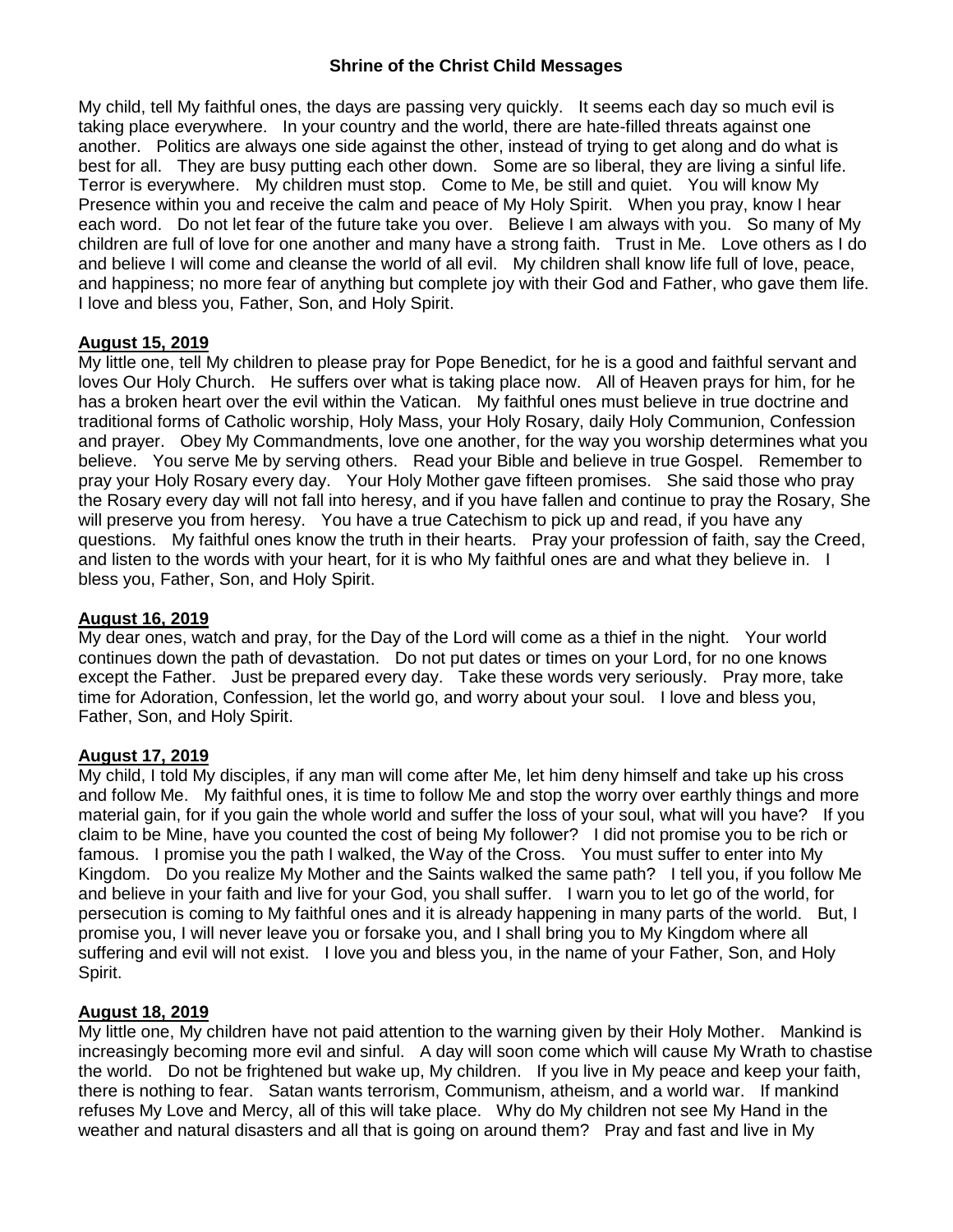**Shrine of the Christ Child Messages**

My child, tell My faithful ones, the days are passing very quickly. It seems each day so much evil is taking place everywhere. In your country and the world, there are hate-filled threats against one another. Politics are always one side against the other, instead of trying to get along and do what is best for all. They are busy putting each other down. Some are so liberal, they are living a sinful life. Terror is everywhere. My children must stop. Come to Me, be still and quiet. You will know My Presence within you and receive the calm and peace of My Holy Spirit. When you pray, know I hear each word. Do not let fear of the future take you over. Believe I am always with you. So many of My children are full of love for one another and many have a strong faith. Trust in Me. Love others as I do and believe I will come and cleanse the world of all evil. My children shall know life full of love, peace, and happiness; no more fear of anything but complete joy with their God and Father, who gave them life. I love and bless you, Father, Son, and Holy Spirit.

**August 15, 2019**

My little one, tell My children to please pray for Pope Benedict, for he is a good and faithful servant and loves Our Holy Church. He suffers over what is taking place now. All of Heaven prays for him, for he has a broken heart over the evil within the Vatican. My faithful ones must believe in true doctrine and traditional forms of Catholic worship, Holy Mass, your Holy Rosary, daily Holy Communion, Confession and prayer. Obey My Commandments, love one another, for the way you worship determines what you believe. You serve Me by serving others. Read your Bible and believe in true Gospel. Remember to pray your Holy Rosary every day. Your Holy Mother gave fifteen promises. She said those who pray the Rosary every day will not fall into heresy, and if you have fallen and continue to pray the Rosary, She will preserve you from heresy. You have a true Catechism to pick up and read, if you have any questions. My faithful ones know the truth in their hearts. Pray your profession of faith, say the Creed, and listen to the words with your heart, for it is who My faithful ones are and what they believe in. I bless you, Father, Son, and Holy Spirit.

**August 16, 2019**

My dear ones, watch and pray, for the Day of the Lord will come as a thief in the night. Your world continues down the path of devastation. Do not put dates or times on your Lord, for no one knows except the Father. Just be prepared every day. Take these words very seriously. Pray more, take time for Adoration, Confession, let the world go, and worry about your soul. I love and bless you, Father, Son, and Holy Spirit.

**August 17, 2019**

My child, I told My disciples, if any man will come after Me, let him deny himself and take up his cross and follow Me. My faithful ones, it is time to follow Me and stop the worry over earthly things and more material gain, for if you gain the whole world and suffer the loss of your soul, what will you have? If you claim to be Mine, have you counted the cost of being My follower? I did not promise you to be rich or famous. I promise you the path I walked, the Way of the Cross. You must suffer to enter into My Kingdom. Do you realize My Mother and the Saints walked the same path? I tell you, if you follow Me and believe in your faith and live for your God, you shall suffer. I warn you to let go of the world, for persecution is coming to My faithful ones and it is already happening in many parts of the world. But, I promise you, I will never leave you or forsake you, and I shall bring you to My Kingdom where all suffering and evil will not exist. I love you and bless you, in the name of your Father, Son, and Holy Spirit.

**August 18, 2019**

My little one, My children have not paid attention to the warning given by their Holy Mother. Mankind is increasingly becoming more evil and sinful. A day will soon come which will cause My Wrath to chastise the world. Do not be frightened but wake up, My children. If you live in My peace and keep your faith, there is nothing to fear. Satan wants terrorism, Communism, atheism, and a world war. If mankind refuses My Love and Mercy, all of this will take place. Why do My children not see My Hand in the weather and natural disasters and all that is going on around them? Pray and fast and live in My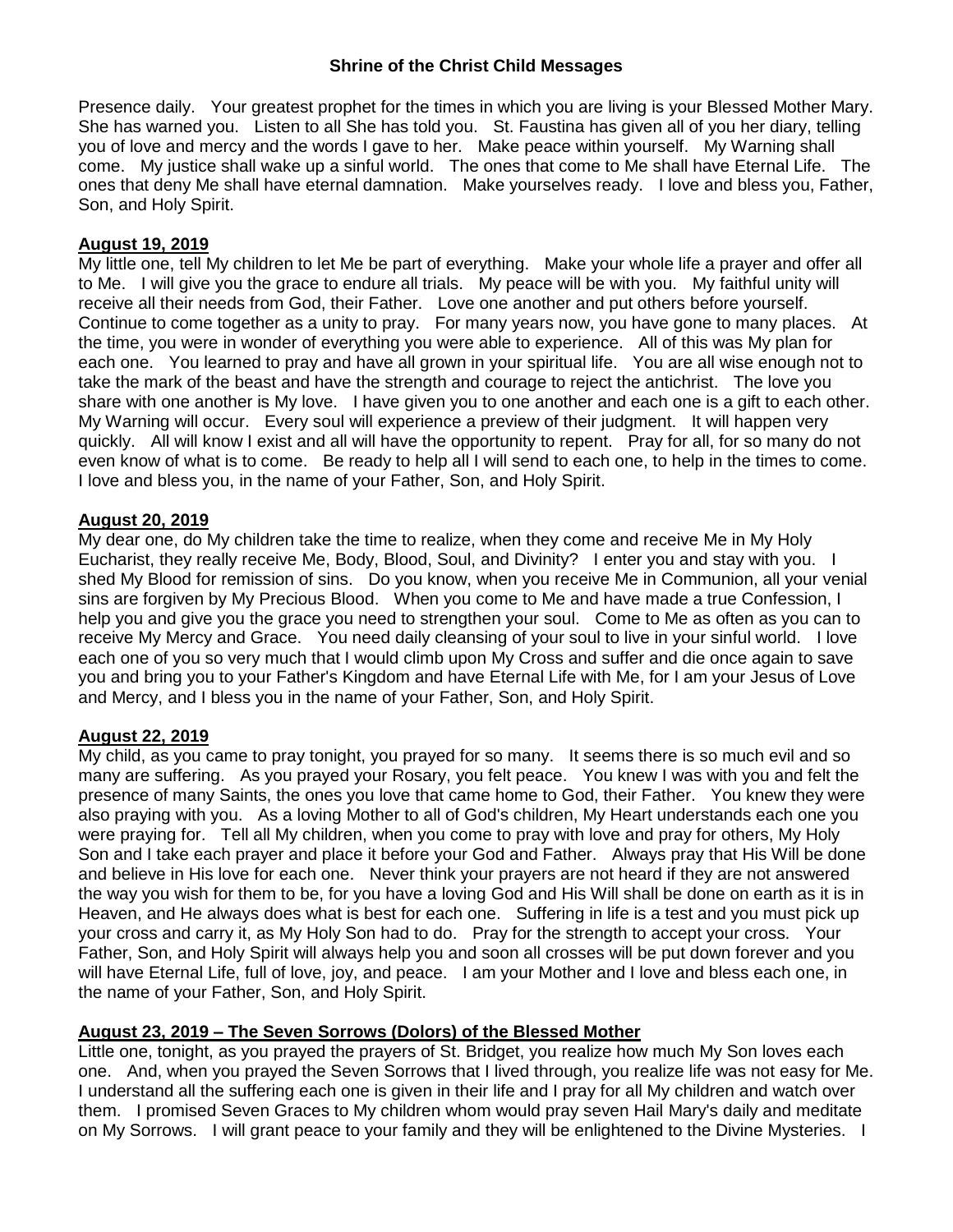Presence daily. Your greatest prophet for the times in which you are living is your Blessed Mother Mary. She has warned you. Listen to all She has told you. St. Faustina has given all of you her diary, telling you of love and mercy and the words I gave to her. Make peace within yourself. My Warning shall come. My justice shall wake up a sinful world. The ones that come to Me shall have Eternal Life. The ones that deny Me shall have eternal damnation. Make yourselves ready. I love and bless you, Father, Son, and Holy Spirit.

**August 19, 2019**

My little one, tell My children to let Me be part of everything. Make your whole life a prayer and offer all to Me. I will give you the grace to endure all trials. My peace will be with you. My faithful unity will receive all their needs from God, their Father. Love one another and put others before yourself. Continue to come together as a unity to pray. For many years now, you have gone to many places. At the time, you were in wonder of everything you were able to experience. All of this was My plan for each one. You learned to pray and have all grown in your spiritual life. You are all wise enough not to take the mark of the beast and have the strength and courage to reject the antichrist. The love you share with one another is My love. I have given you to one another and each one is a gift to each other. My Warning will occur. Every soul will experience a preview of their judgment. It will happen very quickly. All will know I exist and all will have the opportunity to repent. Pray for all, for so many do not even know of what is to come. Be ready to help all I will send to each one, to help in the times to come. I love and bless you, in the name of your Father, Son, and Holy Spirit.

**August 20, 2019**

My dear one, do My children take the time to realize, when they come and receive Me in My Holy Eucharist, they really receive Me, Body, Blood, Soul, and Divinity? I enter you and stay with you. I shed My Blood for remission of sins. Do you know, when you receive Me in Communion, all your venial sins are forgiven by My Precious Blood. When you come to Me and have made a true Confession, I help you and give you the grace you need to strengthen your soul. Come to Me as often as you can to receive My Mercy and Grace. You need daily cleansing of your soul to live in your sinful world. I love each one of you so very much that I would climb upon My Cross and suffer and die once again to save you and bring you to your Father's Kingdom and have Eternal Life with Me, for I am your Jesus of Love and Mercy, and I bless you in the name of your Father, Son, and Holy Spirit.

**August 22, 2019**

My child, as you came to pray tonight, you prayed for so many. It seems there is so much evil and so many are suffering. As you prayed your Rosary, you felt peace. You knew I was with you and felt the presence of many Saints, the ones you love that came home to God, their Father. You knew they were also praying with you. As a loving Mother to all of God's children, My Heart understands each one you were praying for. Tell all My children, when you come to pray with love and pray for others, My Holy Son and I take each prayer and place it before your God and Father. Always pray that His Will be done and believe in His love for each one. Never think your prayers are not heard if they are not answered the way you wish for them to be, for you have a loving God and His Will shall be done on earth as it is in Heaven, and He always does what is best for each one. Suffering in life is a test and you must pick up your cross and carry it, as My Holy Son had to do. Pray for the strength to accept your cross. Your Father, Son, and Holy Spirit will always help you and soon all crosses will be put down forever and you will have Eternal Life, full of love, joy, and peace. I am your Mother and I love and bless each one, in the name of your Father, Son, and Holy Spirit.

**August 23, 2019 – The Seven Sorrows (Dolors) of the Blessed Mother**

Little one, tonight, as you prayed the prayers of St. Bridget, you realize how much My Son loves each one. And, when you prayed the Seven Sorrows that I lived through, you realize life was not easy for Me. I understand all the suffering each one is given in their life and I pray for all My children and watch over them. I promised Seven Graces to My children whom would pray seven Hail Mary's daily and meditate on My Sorrows. I will grant peace to your family and they will be enlightened to the Divine Mysteries. I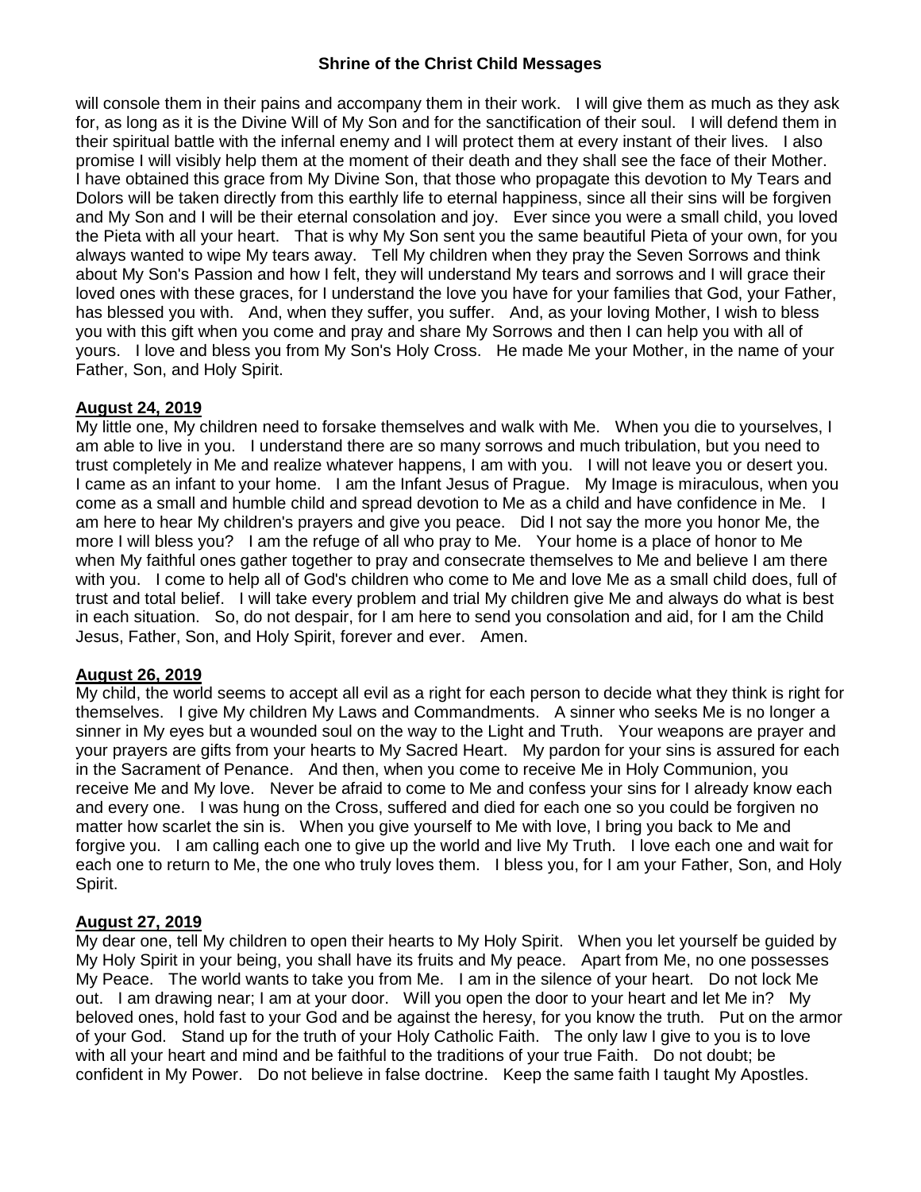will console them in their pains and accompany them in their work. I will give them as much as they ask for, as long as it is the Divine Will of My Son and for the sanctification of their soul. I will defend them in their spiritual battle with the infernal enemy and I will protect them at every instant of their lives. I also promise I will visibly help them at the moment of their death and they shall see the face of their Mother. I have obtained this grace from My Divine Son, that those who propagate this devotion to My Tears and Dolors will be taken directly from this earthly life to eternal happiness, since all their sins will be forgiven and My Son and I will be their eternal consolation and joy. Ever since you were a small child, you loved the Pieta with all your heart. That is why My Son sent you the same beautiful Pieta of your own, for you always wanted to wipe My tears away. Tell My children when they pray the Seven Sorrows and think about My Son's Passion and how I felt, they will understand My tears and sorrows and I will grace their loved ones with these graces, for I understand the love you have for your families that God, your Father, has blessed you with. And, when they suffer, you suffer. And, as your loving Mother, I wish to bless you with this gift when you come and pray and share My Sorrows and then I can help you with all of yours. I love and bless you from My Son's Holy Cross. He made Me your Mother, in the name of your Father, Son, and Holy Spirit.

**August 24, 2019**

My little one, My children need to forsake themselves and walk with Me. When you die to yourselves, I am able to live in you. I understand there are so many sorrows and much tribulation, but you need to trust completely in Me and realize whatever happens, I am with you. I will not leave you or desert you. I came as an infant to your home. I am the Infant Jesus of Prague. My Image is miraculous, when you come as a small and humble child and spread devotion to Me as a child and have confidence in Me. I am here to hear My children's prayers and give you peace. Did I not say the more you honor Me, the more I will bless you? I am the refuge of all who pray to Me. Your home is a place of honor to Me when My faithful ones gather together to pray and consecrate themselves to Me and believe I am there with you. I come to help all of God's children who come to Me and love Me as a small child does, full of trust and total belief. I will take every problem and trial My children give Me and always do what is best in each situation. So, do not despair, for I am here to send you consolation and aid, for I am the Child Jesus, Father, Son, and Holy Spirit, forever and ever. Amen.

**August 26, 2019**

My child, the world seems to accept all evil as a right for each person to decide what they think is right for themselves. I give My children My Laws and Commandments. A sinner who seeks Me is no longer a sinner in My eyes but a wounded soul on the way to the Light and Truth. Your weapons are prayer and your prayers are gifts from your hearts to My Sacred Heart. My pardon for your sins is assured for each in the Sacrament of Penance. And then, when you come to receive Me in Holy Communion, you receive Me and My love. Never be afraid to come to Me and confess your sins for I already know each and every one. I was hung on the Cross, suffered and died for each one so you could be forgiven no matter how scarlet the sin is. When you give yourself to Me with love, I bring you back to Me and forgive you. I am calling each one to give up the world and live My Truth. I love each one and wait for each one to return to Me, the one who truly loves them. I bless you, for I am your Father, Son, and Holy Spirit.

**August 27, 2019**

My dear one, tell My children to open their hearts to My Holy Spirit. When you let yourself be guided by My Holy Spirit in your being, you shall have its fruits and My peace. Apart from Me, no one possesses My Peace. The world wants to take you from Me. I am in the silence of your heart. Do not lock Me out. I am drawing near; I am at your door. Will you open the door to your heart and let Me in? My beloved ones, hold fast to your God and be against the heresy, for you know the truth. Put on the armor of your God. Stand up for the truth of your Holy Catholic Faith. The only law I give to you is to love with all your heart and mind and be faithful to the traditions of your true Faith. Do not doubt; be confident in My Power. Do not believe in false doctrine. Keep the same faith I taught My Apostles.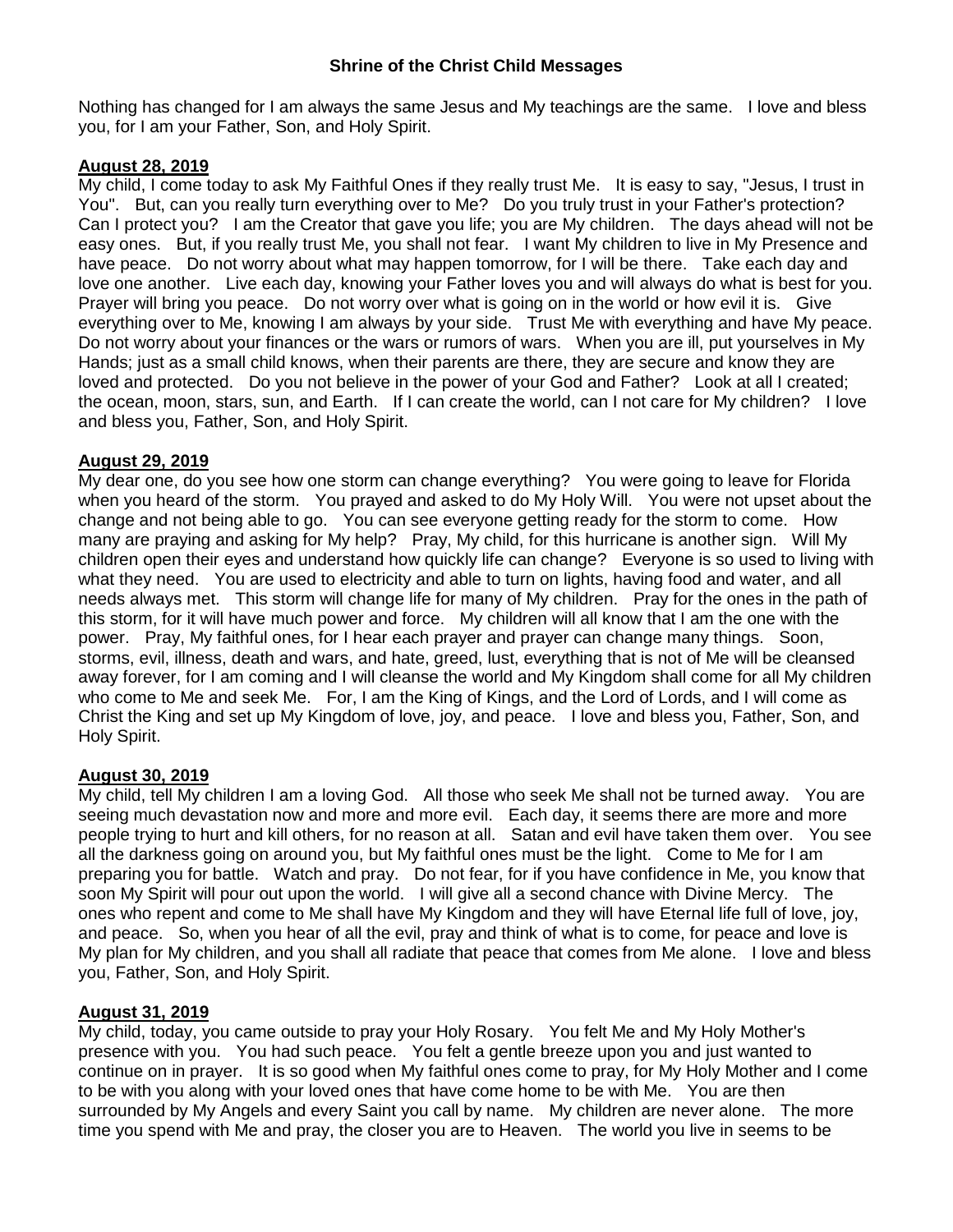Nothing has changed for I am always the same Jesus and My teachings are the same. I love and bless you, for I am your Father, Son, and Holy Spirit.

**August 28, 2019**

My child, I come today to ask My Faithful Ones if they really trust Me. It is easy to say, "Jesus, I trust in You". But, can you really turn everything over to Me? Do you truly trust in your Father's protection? Can I protect you? I am the Creator that gave you life; you are My children. The days ahead will not be easy ones. But, if you really trust Me, you shall not fear. I want My children to live in My Presence and have peace. Do not worry about what may happen tomorrow, for I will be there. Take each day and love one another. Live each day, knowing your Father loves you and will always do what is best for you. Prayer will bring you peace. Do not worry over what is going on in the world or how evil it is. Give everything over to Me, knowing I am always by your side. Trust Me with everything and have My peace. Do not worry about your finances or the wars or rumors of wars. When you are ill, put yourselves in My Hands; just as a small child knows, when their parents are there, they are secure and know they are loved and protected. Do you not believe in the power of your God and Father? Look at all I created; the ocean, moon, stars, sun, and Earth. If I can create the world, can I not care for My children? I love and bless you, Father, Son, and Holy Spirit.

**August 29, 2019**

My dear one, do you see how one storm can change everything? You were going to leave for Florida when you heard of the storm. You prayed and asked to do My Holy Will. You were not upset about the change and not being able to go. You can see everyone getting ready for the storm to come. How many are praying and asking for My help? Pray, My child, for this hurricane is another sign. Will My children open their eyes and understand how quickly life can change? Everyone is so used to living with what they need. You are used to electricity and able to turn on lights, having food and water, and all needs always met. This storm will change life for many of My children. Pray for the ones in the path of this storm, for it will have much power and force. My children will all know that I am the one with the power. Pray, My faithful ones, for I hear each prayer and prayer can change many things. Soon, storms, evil, illness, death and wars, and hate, greed, lust, everything that is not of Me will be cleansed away forever, for I am coming and I will cleanse the world and My Kingdom shall come for all My children who come to Me and seek Me. For, I am the King of Kings, and the Lord of Lords, and I will come as Christ the King and set up My Kingdom of love, joy, and peace. I love and bless you, Father, Son, and Holy Spirit.

**August 30, 2019**

My child, tell My children I am a loving God. All those who seek Me shall not be turned away. You are seeing much devastation now and more and more evil. Each day, it seems there are more and more people trying to hurt and kill others, for no reason at all. Satan and evil have taken them over. You see all the darkness going on around you, but My faithful ones must be the light. Come to Me for I am preparing you for battle. Watch and pray. Do not fear, for if you have confidence in Me, you know that soon My Spirit will pour out upon the world. I will give all a second chance with Divine Mercy. The ones who repent and come to Me shall have My Kingdom and they will have Eternal life full of love, joy, and peace. So, when you hear of all the evil, pray and think of what is to come, for peace and love is My plan for My children, and you shall all radiate that peace that comes from Me alone. I love and bless you, Father, Son, and Holy Spirit.

**August 31, 2019**

My child, today, you came outside to pray your Holy Rosary. You felt Me and My Holy Mother's presence with you. You had such peace. You felt a gentle breeze upon you and just wanted to continue on in prayer. It is so good when My faithful ones come to pray, for My Holy Mother and I come to be with you along with your loved ones that have come home to be with Me. You are then surrounded by My Angels and every Saint you call by name. My children are never alone. The more time you spend with Me and pray, the closer you are to Heaven. The world you live in seems to be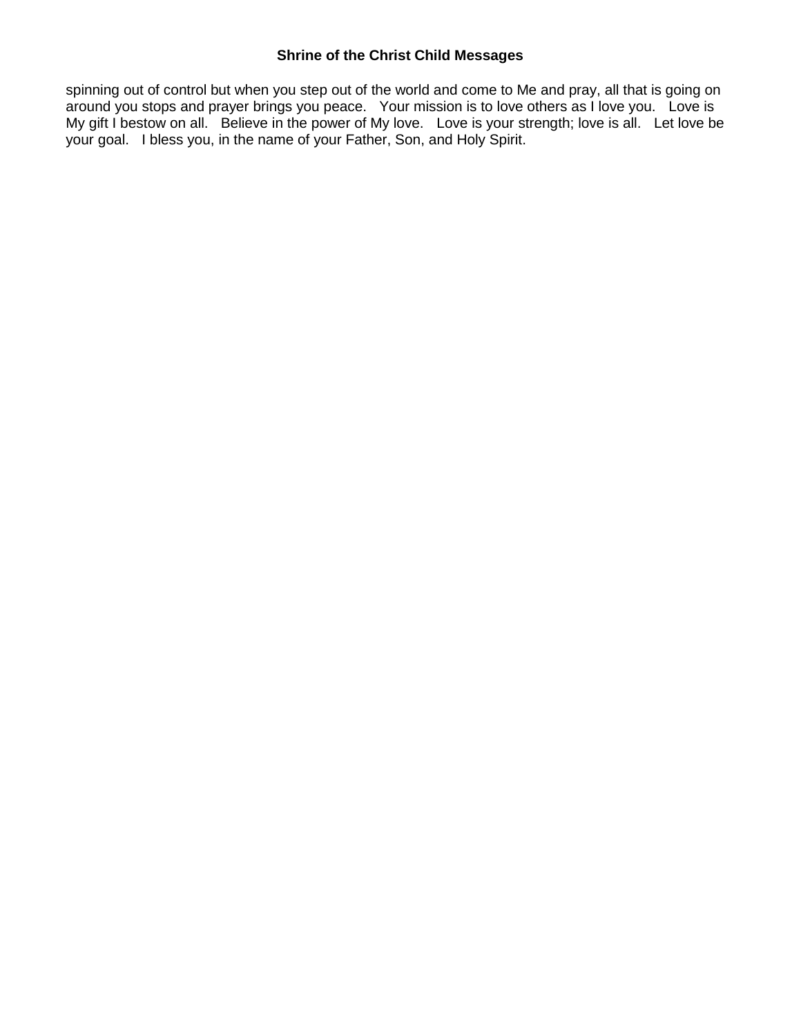spinning out of control but when you step out of the world and come to Me and pray, all that is going on around you stops and prayer brings you peace. Your mission is to love others as I love you. Love is My gift I bestow on all. Believe in the power of My love. Love is your strength; love is all. Let love be your goal. I bless you, in the name of your Father, Son, and Holy Spirit.